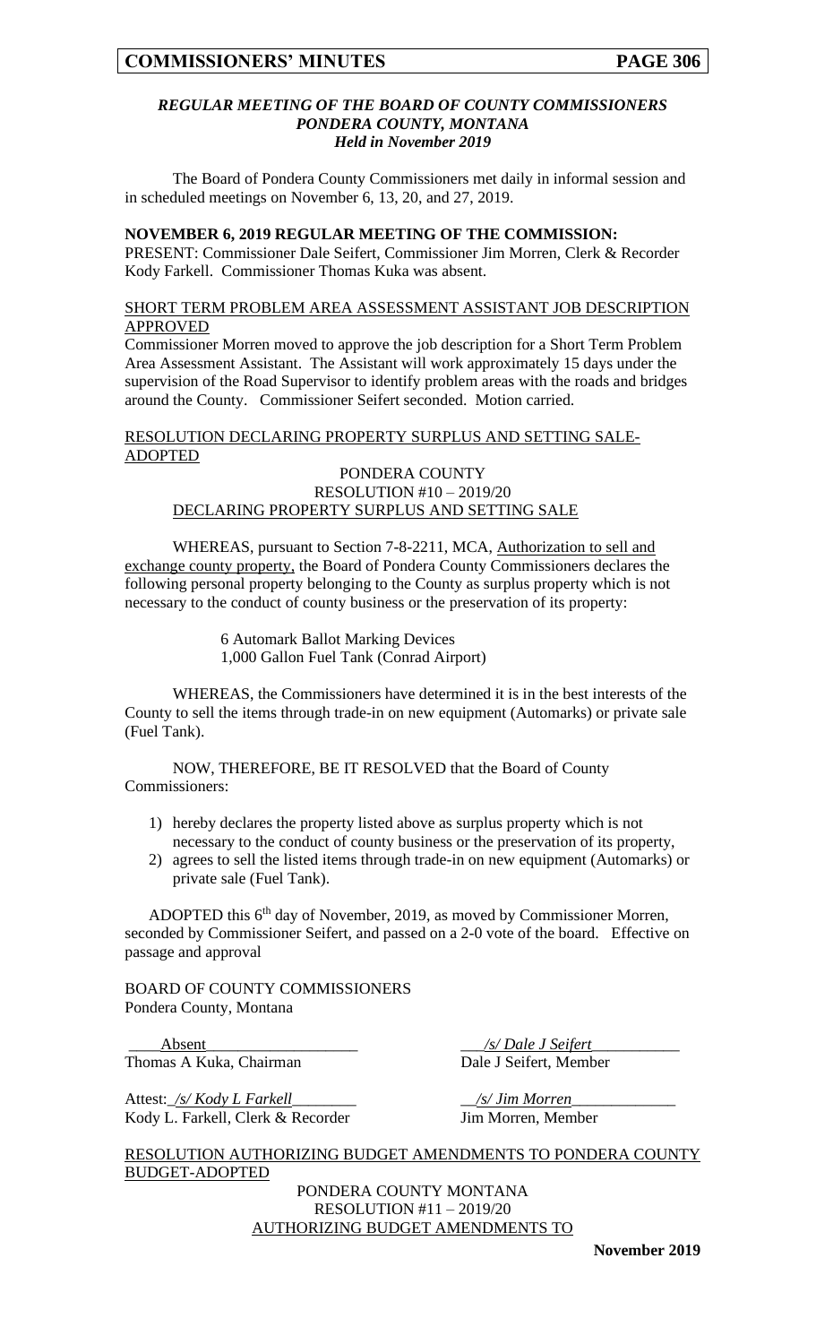### *REGULAR MEETING OF THE BOARD OF COUNTY COMMISSIONERS*
### *PONDERA COUNTY, MONTANA*
### *Held in November 2019*

The Board of Pondera County Commissioners met daily in informal session and in scheduled meetings on November 6, 13, 20, and 27, 2019.

**NOVEMBER 6, 2019 REGULAR MEETING OF THE COMMISSION:**

PRESENT: Commissioner Dale Seifert, Commissioner Jim Morren, Clerk & Recorder Kody Farkell. Commissioner Thomas Kuka was absent.

<u>SHORT TERM PROBLEM AREA ASSESSMENT ASSISTANT JOB DESCRIPTION APPROVED</u>

Commissioner Morren moved to approve the job description for a Short Term Problem Area Assessment Assistant. The Assistant will work approximately 15 days under the supervision of the Road Supervisor to identify problem areas with the roads and bridges around the County. Commissioner Seifert seconded. Motion carried.

<u>RESOLUTION DECLARING PROPERTY SURPLUS AND SETTING SALE-ADOPTED</u>

PONDERA COUNTY
RESOLUTION #10 – 2019/20
<u>DECLARING PROPERTY SURPLUS AND SETTING SALE</u>

WHEREAS, pursuant to Section 7-8-2211, MCA, <u>Authorization to sell and exchange county property,</u> the Board of Pondera County Commissioners declares the following personal property belonging to the County as surplus property which is not necessary to the conduct of county business or the preservation of its property:

6 Automark Ballot Marking Devices
1,000 Gallon Fuel Tank (Conrad Airport)

WHEREAS, the Commissioners have determined it is in the best interests of the County to sell the items through trade-in on new equipment (Automarks) or private sale (Fuel Tank).

NOW, THEREFORE, BE IT RESOLVED that the Board of County Commissioners:

1) hereby declares the property listed above as surplus property which is not necessary to the conduct of county business or the preservation of its property,
2) agrees to sell the listed items through trade-in on new equipment (Automarks) or private sale (Fuel Tank).

ADOPTED this 6th day of November, 2019, as moved by Commissioner Morren, seconded by Commissioner Seifert, and passed on a 2-0 vote of the board. Effective on passage and approval

BOARD OF COUNTY COMMISSIONERS
Pondera County, Montana

| | |
|---|---|
| ____Absent__________________ | ___*/s/ Dale J Seifert*___________ |
| Thomas A Kuka, Chairman | Dale J Seifert, Member |
| Attest:_*/s/ Kody L Farkell*________ | __*/s/ Jim Morren*_____________ |
| Kody L. Farkell, Clerk & Recorder | Jim Morren, Member |

<u>RESOLUTION AUTHORIZING BUDGET AMENDMENTS TO PONDERA COUNTY BUDGET-ADOPTED</u>

PONDERA COUNTY MONTANA
RESOLUTION #11 – 2019/20
<u>AUTHORIZING BUDGET AMENDMENTS TO</u>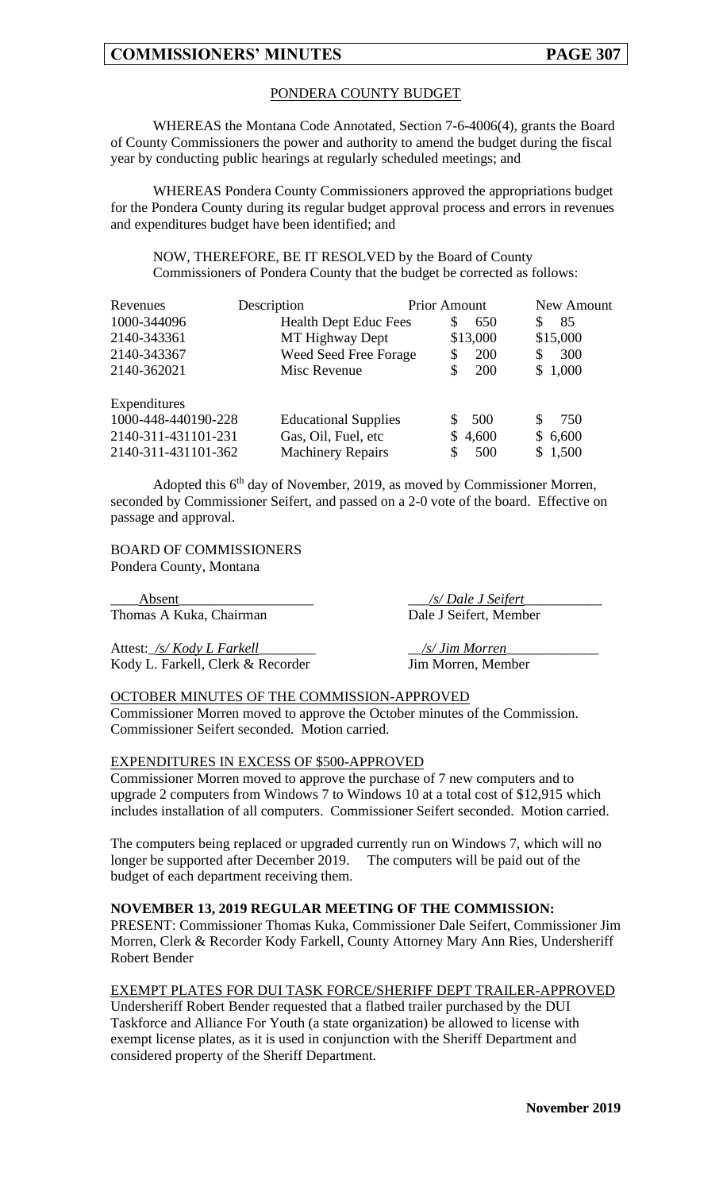PONDERA COUNTY BUDGET

WHEREAS the Montana Code Annotated, Section 7-6-4006(4), grants the Board of County Commissioners the power and authority to amend the budget during the fiscal year by conducting public hearings at regularly scheduled meetings; and

WHEREAS Pondera County Commissioners approved the appropriations budget for the Pondera County during its regular budget approval process and errors in revenues and expenditures budget have been identified; and

NOW, THEREFORE, BE IT RESOLVED by the Board of County Commissioners of Pondera County that the budget be corrected as follows:

| Revenues | Description | Prior Amount | New Amount |
|---|---|---|---|
| 1000-344096 | Health Dept Educ Fees | $ 650 | $ 85 |
| 2140-343361 | MT Highway Dept | $13,000 | $15,000 |
| 2140-343367 | Weed Seed Free Forage | $ 200 | $ 300 |
| 2140-362021 | Misc Revenue | $ 200 | $ 1,000 |
| **Expenditures** | | | |
| 1000-448-440190-228 | Educational Supplies | $ 500 | $ 750 |
| 2140-311-431101-231 | Gas, Oil, Fuel, etc | $ 4,600 | $ 6,600 |
| 2140-311-431101-362 | Machinery Repairs | $ 500 | $ 1,500 |

Adopted this 6th day of November, 2019, as moved by Commissioner Morren, seconded by Commissioner Seifert, and passed on a 2-0 vote of the board. Effective on passage and approval.

BOARD OF COMMISSIONERS
Pondera County, Montana

Absent
Thomas A Kuka, Chairman

/s/ Dale J Seifert
Dale J Seifert, Member

Attest: /s/ Kody L Farkell
Kody L. Farkell, Clerk & Recorder

/s/ Jim Morren
Jim Morren, Member

OCTOBER MINUTES OF THE COMMISSION-APPROVED

Commissioner Morren moved to approve the October minutes of the Commission. Commissioner Seifert seconded. Motion carried.

EXPENDITURES IN EXCESS OF $500-APPROVED

Commissioner Morren moved to approve the purchase of 7 new computers and to upgrade 2 computers from Windows 7 to Windows 10 at a total cost of $12,915 which includes installation of all computers. Commissioner Seifert seconded. Motion carried.

The computers being replaced or upgraded currently run on Windows 7, which will no longer be supported after December 2019. The computers will be paid out of the budget of each department receiving them.

**NOVEMBER 13, 2019 REGULAR MEETING OF THE COMMISSION:**

PRESENT: Commissioner Thomas Kuka, Commissioner Dale Seifert, Commissioner Jim Morren, Clerk & Recorder Kody Farkell, County Attorney Mary Ann Ries, Undersheriff Robert Bender

EXEMPT PLATES FOR DUI TASK FORCE/SHERIFF DEPT TRAILER-APPROVED

Undersheriff Robert Bender requested that a flatbed trailer purchased by the DUI Taskforce and Alliance For Youth (a state organization) be allowed to license with exempt license plates, as it is used in conjunction with the Sheriff Department and considered property of the Sheriff Department.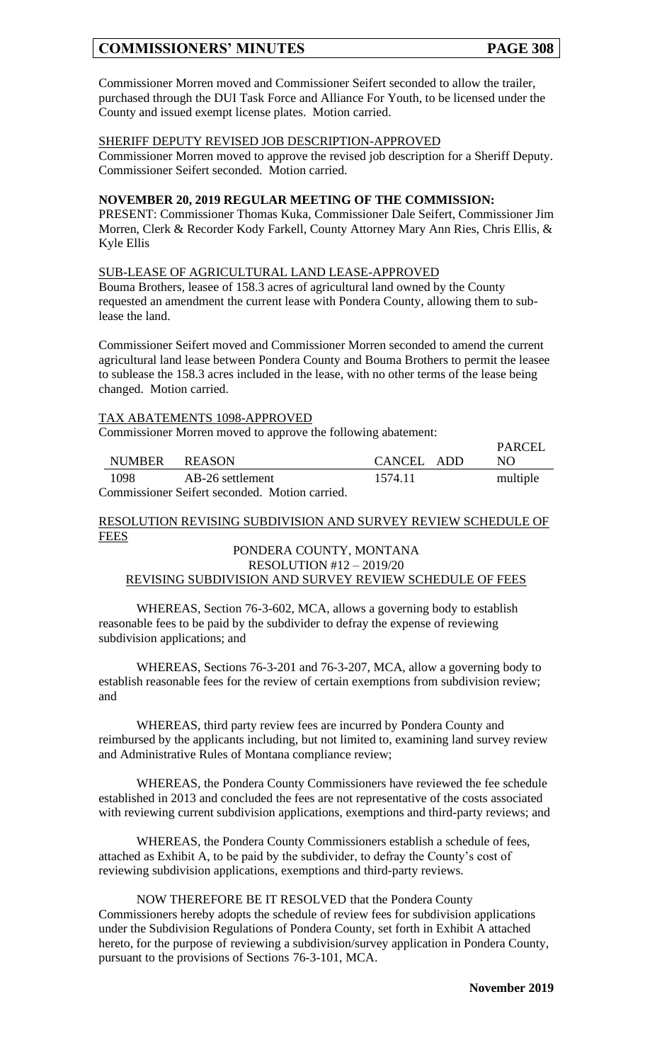Commissioner Morren moved and Commissioner Seifert seconded to allow the trailer, purchased through the DUI Task Force and Alliance For Youth, to be licensed under the County and issued exempt license plates. Motion carried.

SHERIFF DEPUTY REVISED JOB DESCRIPTION-APPROVED

Commissioner Morren moved to approve the revised job description for a Sheriff Deputy. Commissioner Seifert seconded. Motion carried.

**NOVEMBER 20, 2019 REGULAR MEETING OF THE COMMISSION:**

PRESENT: Commissioner Thomas Kuka, Commissioner Dale Seifert, Commissioner Jim Morren, Clerk & Recorder Kody Farkell, County Attorney Mary Ann Ries, Chris Ellis, & Kyle Ellis

SUB-LEASE OF AGRICULTURAL LAND LEASE-APPROVED

Bouma Brothers, leasee of 158.3 acres of agricultural land owned by the County requested an amendment the current lease with Pondera County, allowing them to sub-lease the land.

Commissioner Seifert moved and Commissioner Morren seconded to amend the current agricultural land lease between Pondera County and Bouma Brothers to permit the leasee to sublease the 158.3 acres included in the lease, with no other terms of the lease being changed. Motion carried.

TAX ABATEMENTS 1098-APPROVED

Commissioner Morren moved to approve the following abatement:

| NUMBER | REASON | CANCEL | ADD | PARCEL NO |
|---|---|---|---|---|
| 1098 | AB-26 settlement | 1574.11 | | multiple |

Commissioner Seifert seconded. Motion carried.

RESOLUTION REVISING SUBDIVISION AND SURVEY REVIEW SCHEDULE OF FEES

PONDERA COUNTY, MONTANA
RESOLUTION #12 – 2019/20
REVISING SUBDIVISION AND SURVEY REVIEW SCHEDULE OF FEES

WHEREAS, Section 76-3-602, MCA, allows a governing body to establish reasonable fees to be paid by the subdivider to defray the expense of reviewing subdivision applications; and

WHEREAS, Sections 76-3-201 and 76-3-207, MCA, allow a governing body to establish reasonable fees for the review of certain exemptions from subdivision review; and

WHEREAS, third party review fees are incurred by Pondera County and reimbursed by the applicants including, but not limited to, examining land survey review and Administrative Rules of Montana compliance review;

WHEREAS, the Pondera County Commissioners have reviewed the fee schedule established in 2013 and concluded the fees are not representative of the costs associated with reviewing current subdivision applications, exemptions and third-party reviews; and

WHEREAS, the Pondera County Commissioners establish a schedule of fees, attached as Exhibit A, to be paid by the subdivider, to defray the County's cost of reviewing subdivision applications, exemptions and third-party reviews.

NOW THEREFORE BE IT RESOLVED that the Pondera County Commissioners hereby adopts the schedule of review fees for subdivision applications under the Subdivision Regulations of Pondera County, set forth in Exhibit A attached hereto, for the purpose of reviewing a subdivision/survey application in Pondera County, pursuant to the provisions of Sections 76-3-101, MCA.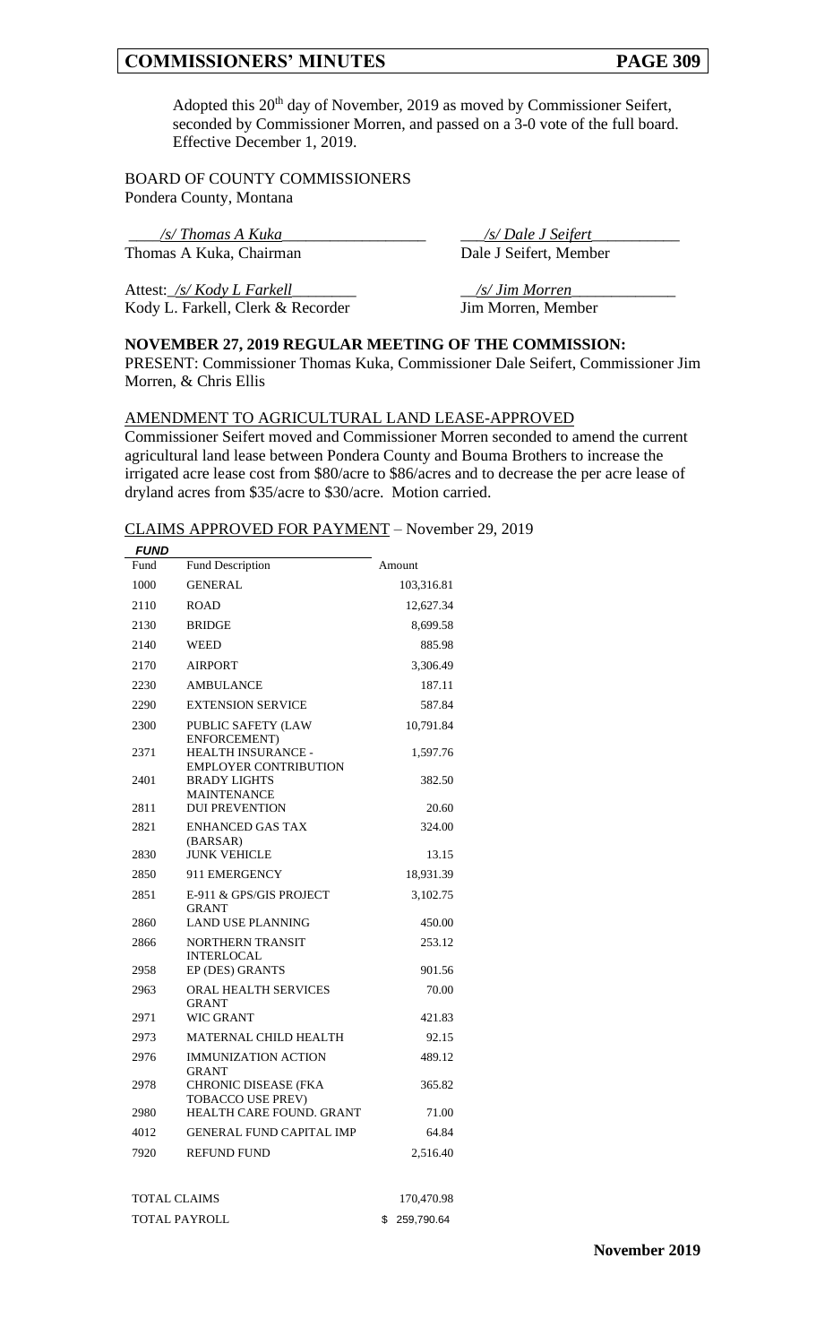Adopted this 20th day of November, 2019 as moved by Commissioner Seifert, seconded by Commissioner Morren, and passed on a 3-0 vote of the full board. Effective December 1, 2019.

BOARD OF COUNTY COMMISSIONERS
Pondera County, Montana

*/s/ Thomas A Kuka*
Thomas A Kuka, Chairman

*/s/ Dale J Seifert*
Dale J Seifert, Member

Attest: */s/ Kody L Farkell*
Kody L. Farkell, Clerk & Recorder

*/s/ Jim Morren*
Jim Morren, Member

**NOVEMBER 27, 2019 REGULAR MEETING OF THE COMMISSION:**
PRESENT: Commissioner Thomas Kuka, Commissioner Dale Seifert, Commissioner Jim Morren, & Chris Ellis

AMENDMENT TO AGRICULTURAL LAND LEASE-APPROVED
Commissioner Seifert moved and Commissioner Morren seconded to amend the current agricultural land lease between Pondera County and Bouma Brothers to increase the irrigated acre lease cost from $80/acre to $86/acres and to decrease the per acre lease of dryland acres from $35/acre to $30/acre. Motion carried.

CLAIMS APPROVED FOR PAYMENT – November 29, 2019

| ***FUND*** | | |
|---|---|---|
| Fund | Fund Description | Amount |
| 1000 | GENERAL | 103,316.81 |
| 2110 | ROAD | 12,627.34 |
| 2130 | BRIDGE | 8,699.58 |
| 2140 | WEED | 885.98 |
| 2170 | AIRPORT | 3,306.49 |
| 2230 | AMBULANCE | 187.11 |
| 2290 | EXTENSION SERVICE | 587.84 |
| 2300 | PUBLIC SAFETY (LAW ENFORCEMENT) | 10,791.84 |
| 2371 | HEALTH INSURANCE - EMPLOYER CONTRIBUTION | 1,597.76 |
| 2401 | BRADY LIGHTS MAINTENANCE | 382.50 |
| 2811 | DUI PREVENTION | 20.60 |
| 2821 | ENHANCED GAS TAX (BARSAR) | 324.00 |
| 2830 | JUNK VEHICLE | 13.15 |
| 2850 | 911 EMERGENCY | 18,931.39 |
| 2851 | E-911 & GPS/GIS PROJECT GRANT | 3,102.75 |
| 2860 | LAND USE PLANNING | 450.00 |
| 2866 | NORTHERN TRANSIT INTERLOCAL | 253.12 |
| 2958 | EP (DES) GRANTS | 901.56 |
| 2963 | ORAL HEALTH SERVICES GRANT | 70.00 |
| 2971 | WIC GRANT | 421.83 |
| 2973 | MATERNAL CHILD HEALTH | 92.15 |
| 2976 | IMMUNIZATION ACTION GRANT | 489.12 |
| 2978 | CHRONIC DISEASE (FKA TOBACCO USE PREV) | 365.82 |
| 2980 | HEALTH CARE FOUND. GRANT | 71.00 |
| 4012 | GENERAL FUND CAPITAL IMP | 64.84 |
| 7920 | REFUND FUND | 2,516.40 |
| | | |
| TOTAL CLAIMS | | 170,470.98 |
| TOTAL PAYROLL | | $ 259,790.64 |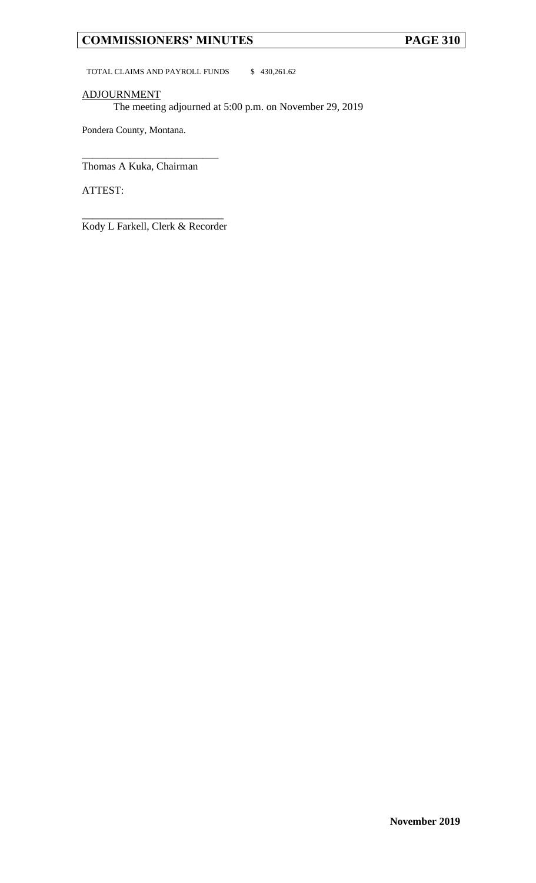TOTAL CLAIMS AND PAYROLL FUNDS $ 430,261.62

ADJOURNMENT

The meeting adjourned at 5:00 p.m. on November 29, 2019

Pondera County, Montana.

___________________________

Thomas A Kuka, Chairman

ATTEST:

____________________________

Kody L Farkell, Clerk & Recorder